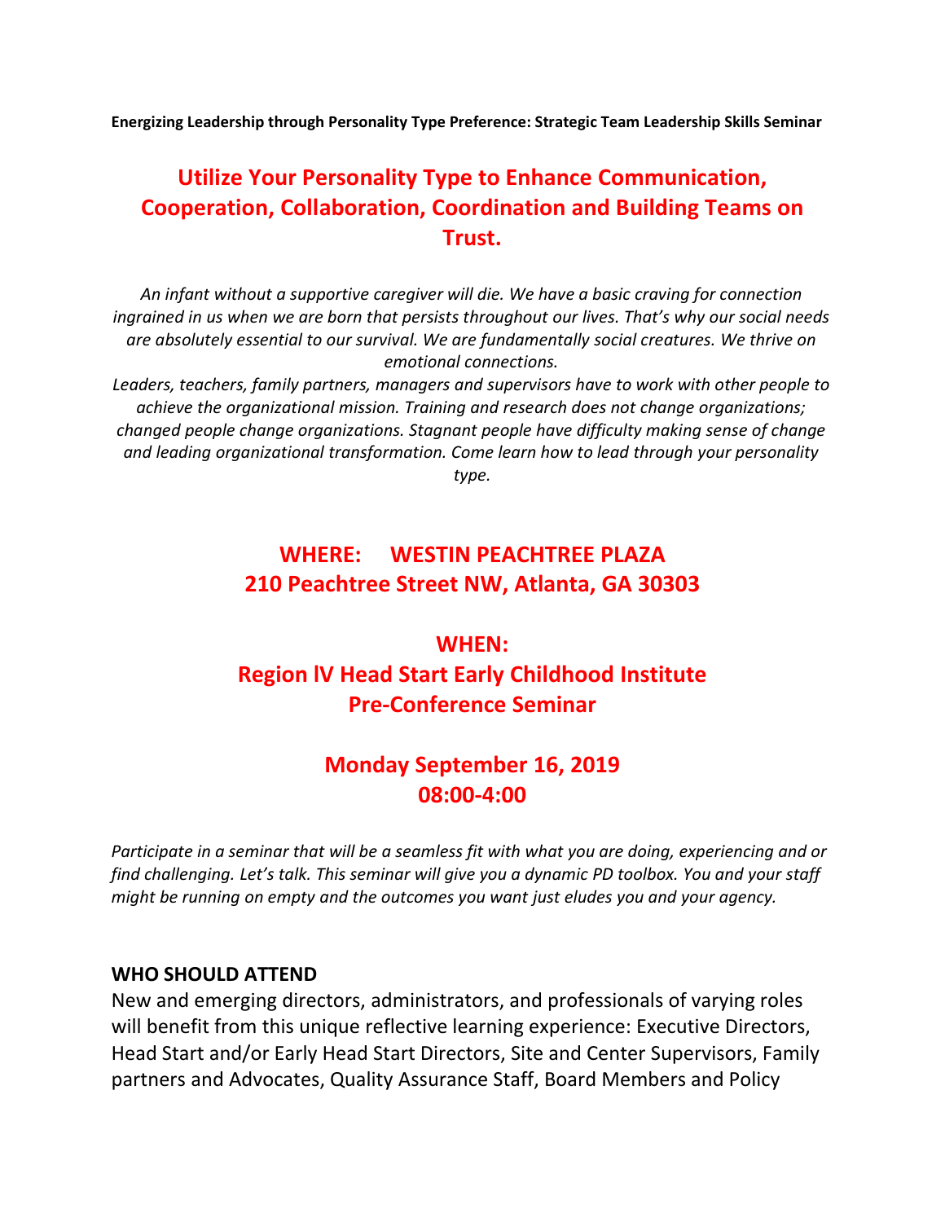**Energizing Leadership through Personality Type Preference: Strategic Team Leadership Skills Seminar**

# Utilize Your Personality Type to Enhance Communication, Cooperation, Collaboration, Coordination and Building Teams on Trust.

*An infant without a supportive caregiver will die. We have a basic craving for connection ingrained in us when we are born that persists throughout our lives. That's why our social needs are absolutely essential to our survival. We are fundamentally social creatures. We thrive on emotional connections.*

*Leaders, teachers, family partners, managers and supervisors have to work with other people to achieve the organizational mission. Training and research does not change organizations; changed people change organizations. Stagnant people have difficulty making sense of change and leading organizational transformation. Come learn how to lead through your personality type.*

## WHERE: WESTIN PEACHTREE PLAZA
## 210 Peachtree Street NW, Atlanta, GA 30303

## WHEN:
## Region lV Head Start Early Childhood Institute Pre-Conference Seminar

## Monday September 16, 2019
## 08:00-4:00

*Participate in a seminar that will be a seamless fit with what you are doing, experiencing and or find challenging. Let's talk. This seminar will give you a dynamic PD toolbox. You and your staff might be running on empty and the outcomes you want just eludes you and your agency.*

**WHO SHOULD ATTEND**

New and emerging directors, administrators, and professionals of varying roles will benefit from this unique reflective learning experience: Executive Directors, Head Start and/or Early Head Start Directors, Site and Center Supervisors, Family partners and Advocates, Quality Assurance Staff, Board Members and Policy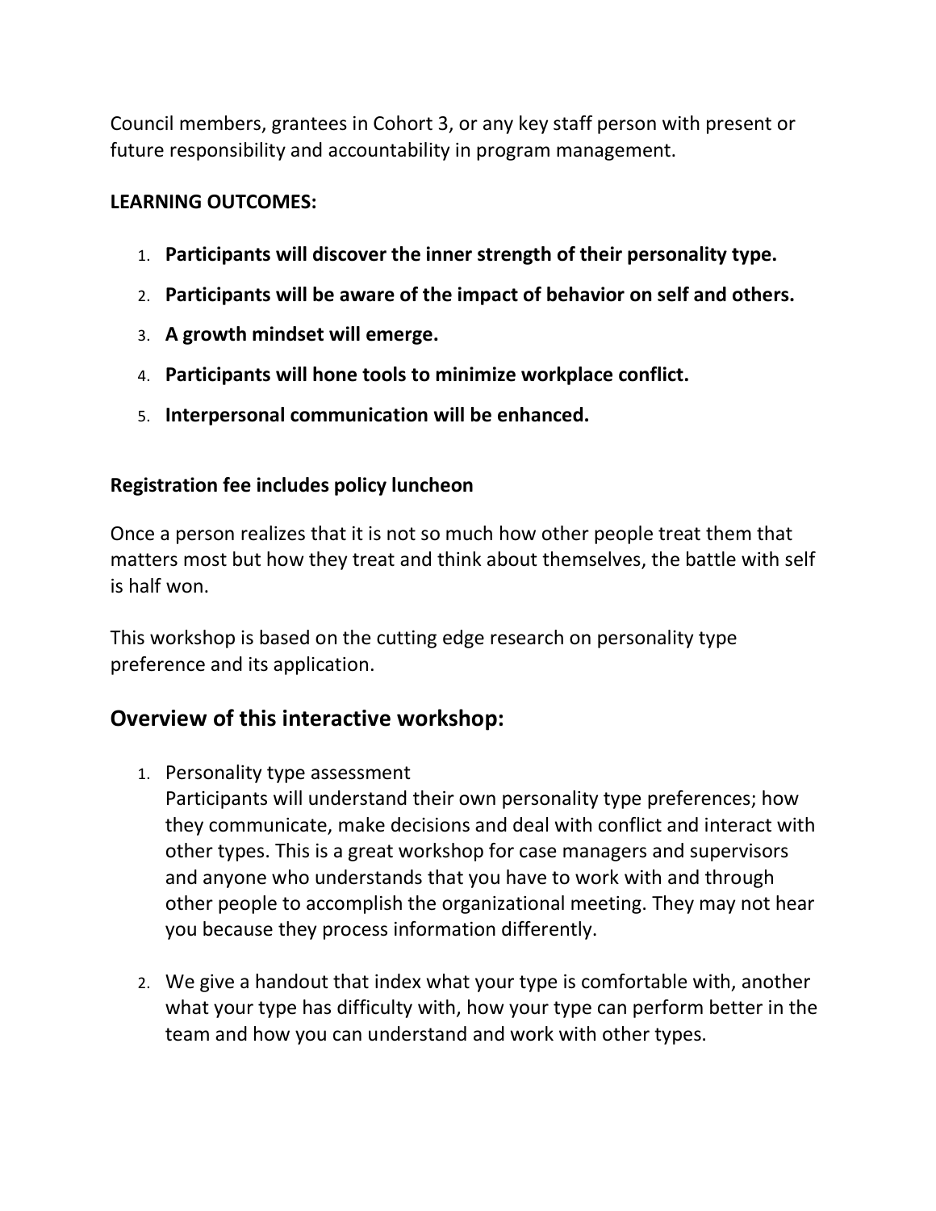Council members, grantees in Cohort 3, or any key staff person with present or future responsibility and accountability in program management.

**LEARNING OUTCOMES:**

1. **Participants will discover the inner strength of their personality type.**
2. **Participants will be aware of the impact of behavior on self and others.**
3. **A growth mindset will emerge.**
4. **Participants will hone tools to minimize workplace conflict.**
5. **Interpersonal communication will be enhanced.**

**Registration fee includes policy luncheon**

Once a person realizes that it is not so much how other people treat them that matters most but how they treat and think about themselves, the battle with self is half won.

This workshop is based on the cutting edge research on personality type preference and its application.

## Overview of this interactive workshop:

1. Personality type assessment
   Participants will understand their own personality type preferences; how they communicate, make decisions and deal with conflict and interact with other types. This is a great workshop for case managers and supervisors and anyone who understands that you have to work with and through other people to accomplish the organizational meeting. They may not hear you because they process information differently.

2. We give a handout that index what your type is comfortable with, another what your type has difficulty with, how your type can perform better in the team and how you can understand and work with other types.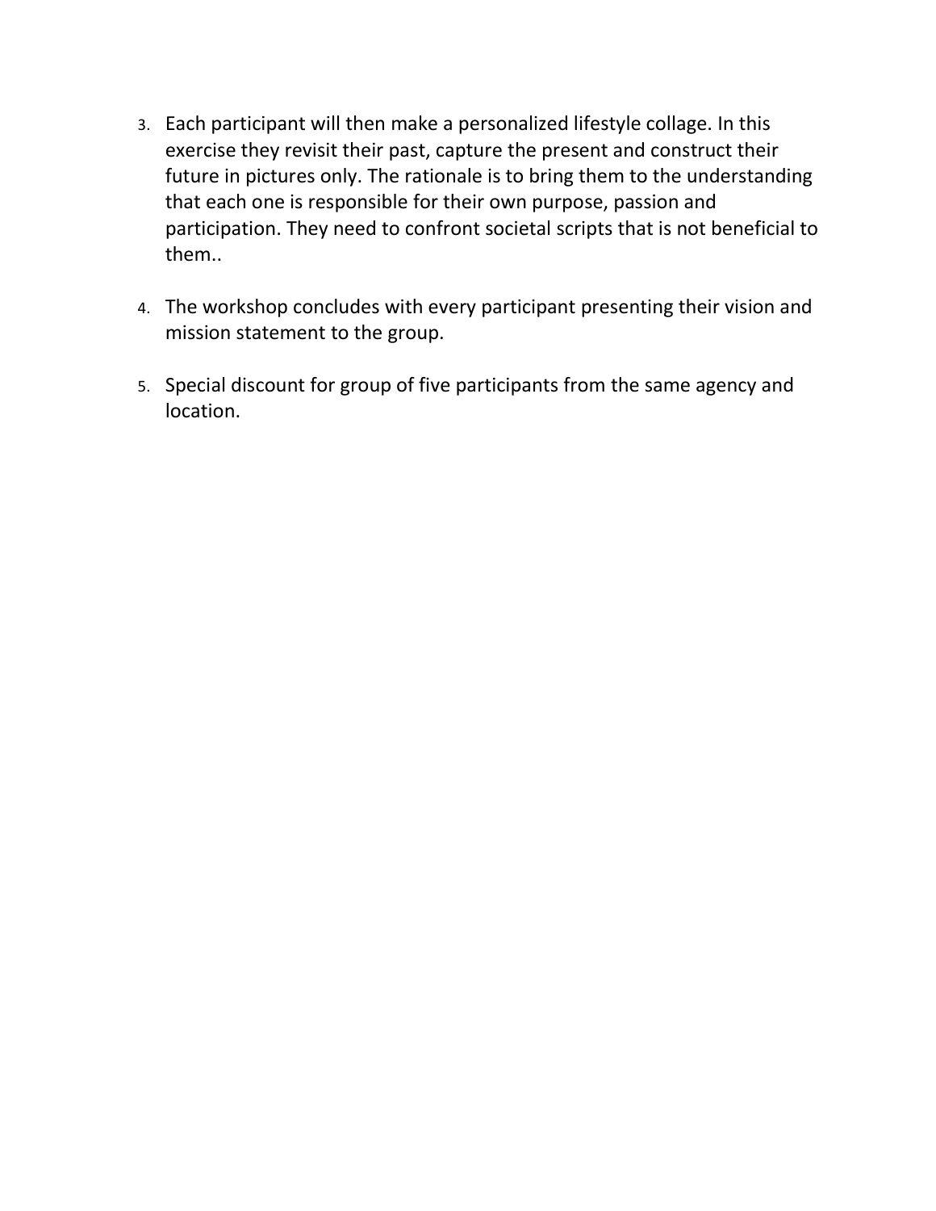3. Each participant will then make a personalized lifestyle collage. In this exercise they revisit their past, capture the present and construct their future in pictures only. The rationale is to bring them to the understanding that each one is responsible for their own purpose, passion and participation. They need to confront societal scripts that is not beneficial to them..

4. The workshop concludes with every participant presenting their vision and mission statement to the group.

5. Special discount for group of five participants from the same agency and location.